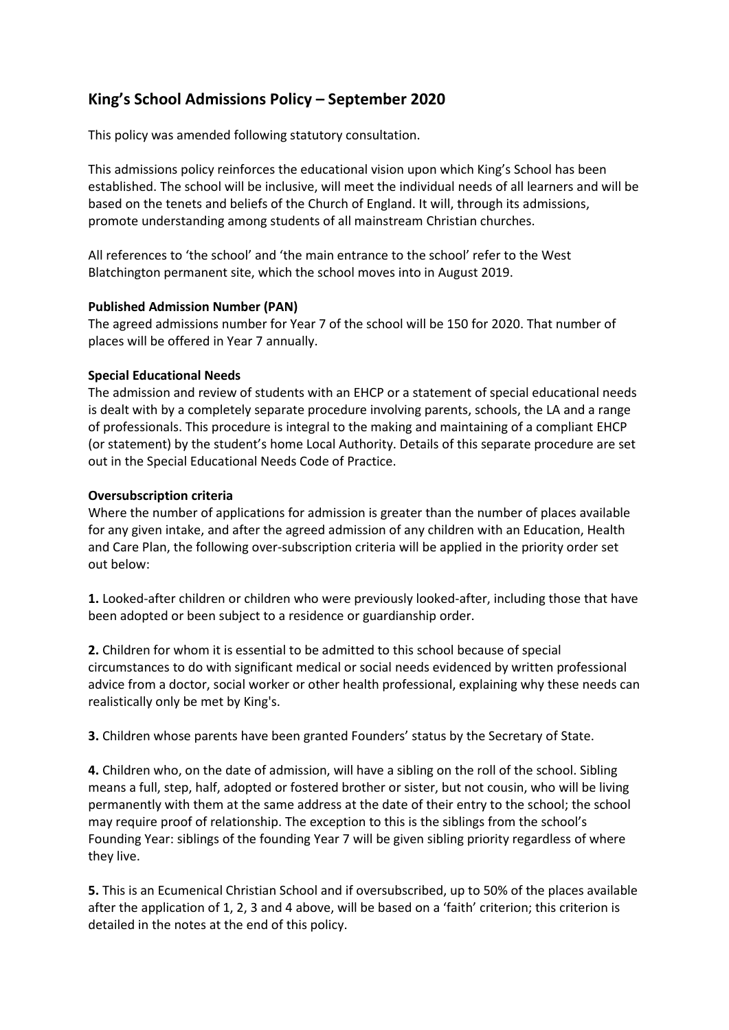# King's School Admissions Policy – September 2020

This policy was amended following statutory consultation.

This admissions policy reinforces the educational vision upon which King's School has been established. The school will be inclusive, will meet the individual needs of all learners and will be based on the tenets and beliefs of the Church of England. It will, through its admissions, promote understanding among students of all mainstream Christian churches.

All references to 'the school' and 'the main entrance to the school' refer to the West Blatchington permanent site, which the school moves into in August 2019.

**Published Admission Number (PAN)**
The agreed admissions number for Year 7 of the school will be 150 for 2020. That number of places will be offered in Year 7 annually.

**Special Educational Needs**
The admission and review of students with an EHCP or a statement of special educational needs is dealt with by a completely separate procedure involving parents, schools, the LA and a range of professionals. This procedure is integral to the making and maintaining of a compliant EHCP (or statement) by the student's home Local Authority. Details of this separate procedure are set out in the Special Educational Needs Code of Practice.

**Oversubscription criteria**
Where the number of applications for admission is greater than the number of places available for any given intake, and after the agreed admission of any children with an Education, Health and Care Plan, the following over-subscription criteria will be applied in the priority order set out below:

**1.** Looked-after children or children who were previously looked-after, including those that have been adopted or been subject to a residence or guardianship order.

**2.** Children for whom it is essential to be admitted to this school because of special circumstances to do with significant medical or social needs evidenced by written professional advice from a doctor, social worker or other health professional, explaining why these needs can realistically only be met by King's.

**3.** Children whose parents have been granted Founders' status by the Secretary of State.

**4.** Children who, on the date of admission, will have a sibling on the roll of the school. Sibling means a full, step, half, adopted or fostered brother or sister, but not cousin, who will be living permanently with them at the same address at the date of their entry to the school; the school may require proof of relationship. The exception to this is the siblings from the school's Founding Year: siblings of the founding Year 7 will be given sibling priority regardless of where they live.

**5.** This is an Ecumenical Christian School and if oversubscribed, up to 50% of the places available after the application of 1, 2, 3 and 4 above, will be based on a 'faith' criterion; this criterion is detailed in the notes at the end of this policy.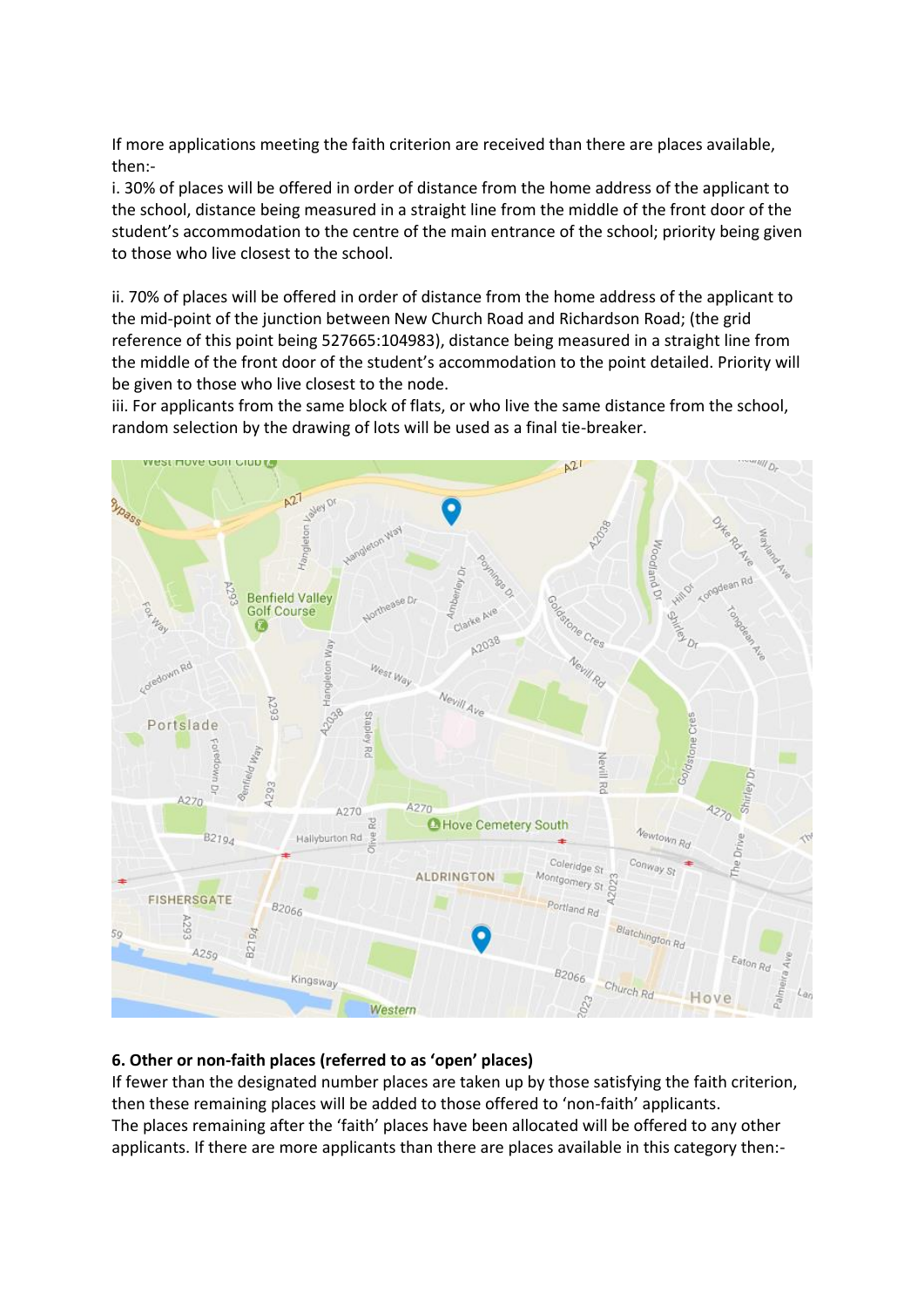If more applications meeting the faith criterion are received than there are places available, then:-

i. 30% of places will be offered in order of distance from the home address of the applicant to the school, distance being measured in a straight line from the middle of the front door of the student's accommodation to the centre of the main entrance of the school; priority being given to those who live closest to the school.

ii. 70% of places will be offered in order of distance from the home address of the applicant to the mid-point of the junction between New Church Road and Richardson Road; (the grid reference of this point being 527665:104983), distance being measured in a straight line from the middle of the front door of the student's accommodation to the point detailed. Priority will be given to those who live closest to the node.

iii. For applicants from the same block of flats, or who live the same distance from the school, random selection by the drawing of lots will be used as a final tie-breaker.

## 6. Other or non-faith places (referred to as 'open' places)

If fewer than the designated number places are taken up by those satisfying the faith criterion, then these remaining places will be added to those offered to 'non-faith' applicants.

The places remaining after the 'faith' places have been allocated will be offered to any other applicants. If there are more applicants than there are places available in this category then:-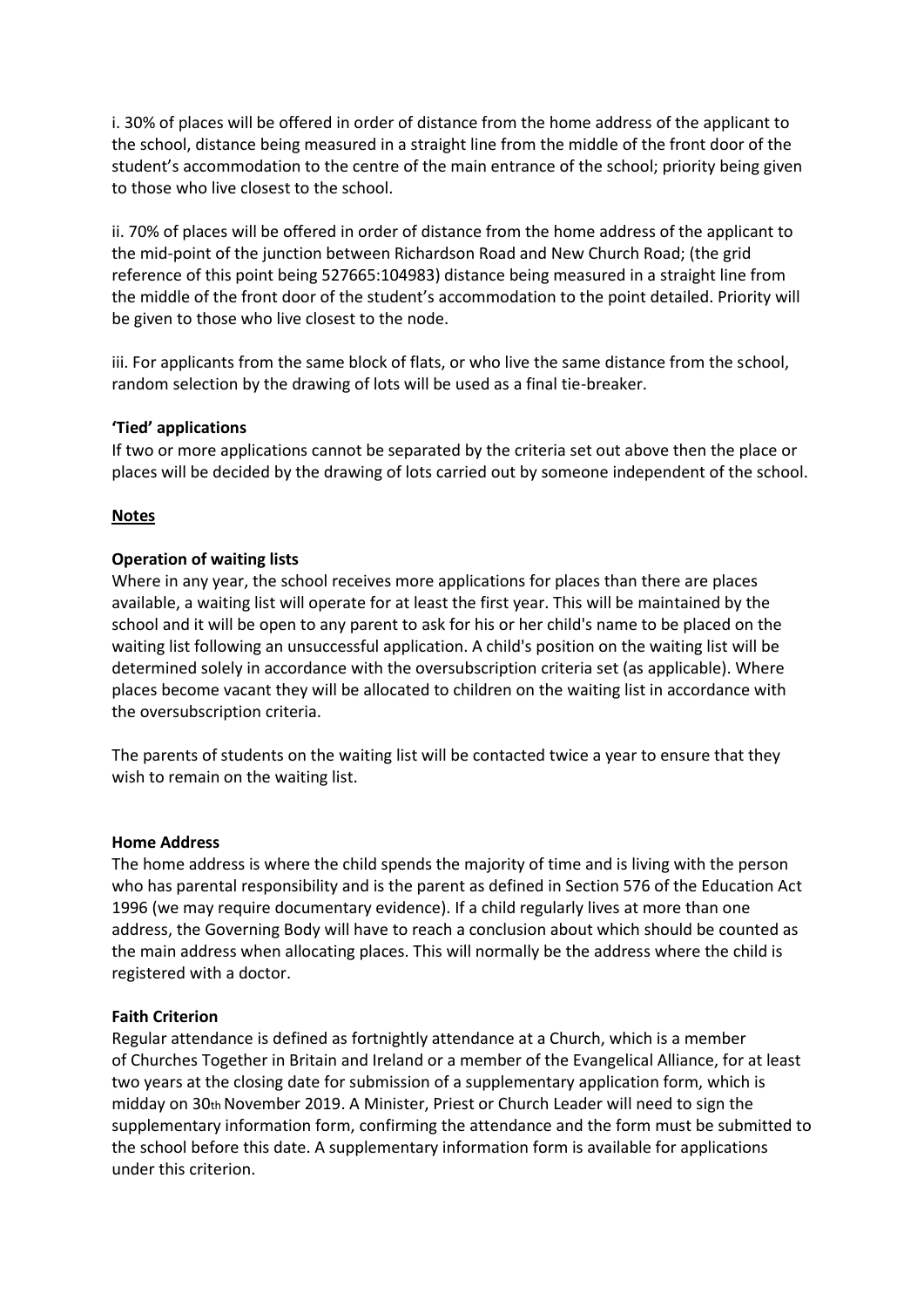i. 30% of places will be offered in order of distance from the home address of the applicant to the school, distance being measured in a straight line from the middle of the front door of the student's accommodation to the centre of the main entrance of the school; priority being given to those who live closest to the school.

ii. 70% of places will be offered in order of distance from the home address of the applicant to the mid-point of the junction between Richardson Road and New Church Road; (the grid reference of this point being 527665:104983) distance being measured in a straight line from the middle of the front door of the student's accommodation to the point detailed. Priority will be given to those who live closest to the node.

iii. For applicants from the same block of flats, or who live the same distance from the school, random selection by the drawing of lots will be used as a final tie-breaker.

**'Tied' applications**

If two or more applications cannot be separated by the criteria set out above then the place or places will be decided by the drawing of lots carried out by someone independent of the school.

**Notes**

**Operation of waiting lists**

Where in any year, the school receives more applications for places than there are places available, a waiting list will operate for at least the first year. This will be maintained by the school and it will be open to any parent to ask for his or her child's name to be placed on the waiting list following an unsuccessful application. A child's position on the waiting list will be determined solely in accordance with the oversubscription criteria set (as applicable). Where places become vacant they will be allocated to children on the waiting list in accordance with the oversubscription criteria.

The parents of students on the waiting list will be contacted twice a year to ensure that they wish to remain on the waiting list.

**Home Address**

The home address is where the child spends the majority of time and is living with the person who has parental responsibility and is the parent as defined in Section 576 of the Education Act 1996 (we may require documentary evidence). If a child regularly lives at more than one address, the Governing Body will have to reach a conclusion about which should be counted as the main address when allocating places. This will normally be the address where the child is registered with a doctor.

**Faith Criterion**

Regular attendance is defined as fortnightly attendance at a Church, which is a member of Churches Together in Britain and Ireland or a member of the Evangelical Alliance, for at least two years at the closing date for submission of a supplementary application form, which is midday on 30th November 2019. A Minister, Priest or Church Leader will need to sign the supplementary information form, confirming the attendance and the form must be submitted to the school before this date. A supplementary information form is available for applications under this criterion.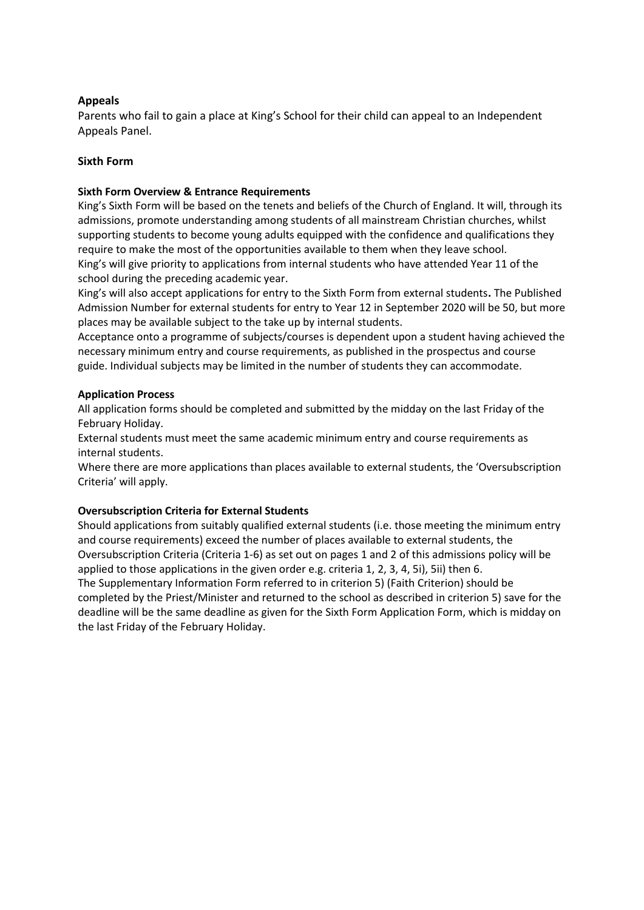**Appeals**

Parents who fail to gain a place at King's School for their child can appeal to an Independent Appeals Panel.

**Sixth Form**

**Sixth Form Overview & Entrance Requirements**

King's Sixth Form will be based on the tenets and beliefs of the Church of England. It will, through its admissions, promote understanding among students of all mainstream Christian churches, whilst supporting students to become young adults equipped with the confidence and qualifications they require to make the most of the opportunities available to them when they leave school.
King's will give priority to applications from internal students who have attended Year 11 of the school during the preceding academic year.
King's will also accept applications for entry to the Sixth Form from external students**.** The Published Admission Number for external students for entry to Year 12 in September 2020 will be 50, but more places may be available subject to the take up by internal students.
Acceptance onto a programme of subjects/courses is dependent upon a student having achieved the necessary minimum entry and course requirements, as published in the prospectus and course guide. Individual subjects may be limited in the number of students they can accommodate.

**Application Process**

All application forms should be completed and submitted by the midday on the last Friday of the February Holiday.
External students must meet the same academic minimum entry and course requirements as internal students.
Where there are more applications than places available to external students, the 'Oversubscription Criteria' will apply.

**Oversubscription Criteria for External Students**

Should applications from suitably qualified external students (i.e. those meeting the minimum entry and course requirements) exceed the number of places available to external students, the Oversubscription Criteria (Criteria 1-6) as set out on pages 1 and 2 of this admissions policy will be applied to those applications in the given order e.g. criteria 1, 2, 3, 4, 5i), 5ii) then 6.
The Supplementary Information Form referred to in criterion 5) (Faith Criterion) should be completed by the Priest/Minister and returned to the school as described in criterion 5) save for the deadline will be the same deadline as given for the Sixth Form Application Form, which is midday on the last Friday of the February Holiday.